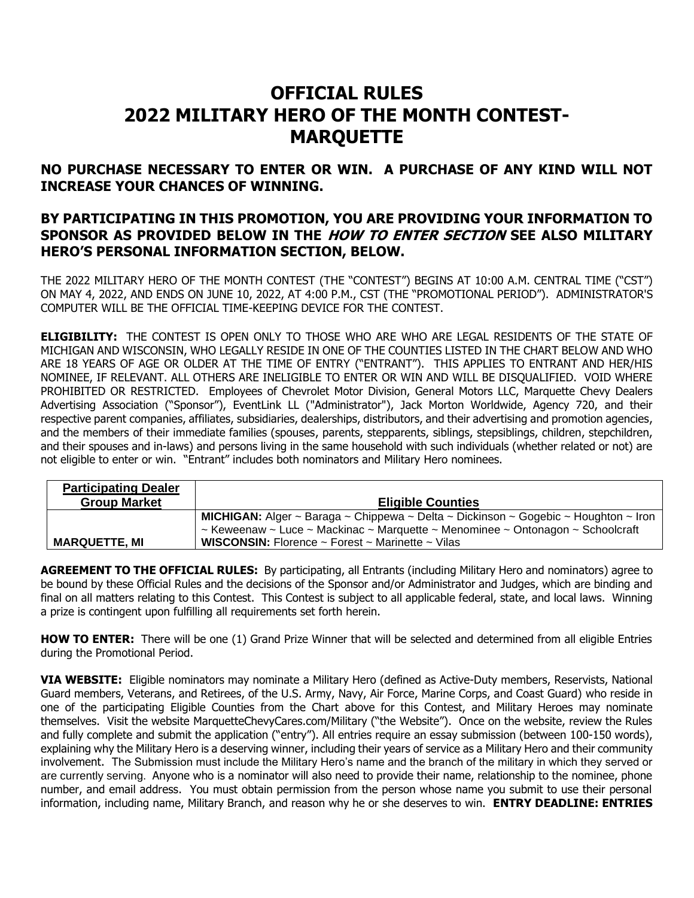# OFFICIAL RULES
# 2022 MILITARY HERO OF THE MONTH CONTEST-MARQUETTE

## NO PURCHASE NECESSARY TO ENTER OR WIN. A PURCHASE OF ANY KIND WILL NOT INCREASE YOUR CHANCES OF WINNING.

## BY PARTICIPATING IN THIS PROMOTION, YOU ARE PROVIDING YOUR INFORMATION TO SPONSOR AS PROVIDED BELOW IN THE *HOW TO ENTER SECTION* SEE ALSO MILITARY HERO'S PERSONAL INFORMATION SECTION, BELOW.

THE 2022 MILITARY HERO OF THE MONTH CONTEST (THE "CONTEST") BEGINS AT 10:00 A.M. CENTRAL TIME ("CST") ON MAY 4, 2022, AND ENDS ON JUNE 10, 2022, AT 4:00 P.M., CST (THE "PROMOTIONAL PERIOD"). ADMINISTRATOR'S COMPUTER WILL BE THE OFFICIAL TIME-KEEPING DEVICE FOR THE CONTEST.

**ELIGIBILITY:** THE CONTEST IS OPEN ONLY TO THOSE WHO ARE WHO ARE LEGAL RESIDENTS OF THE STATE OF MICHIGAN AND WISCONSIN, WHO LEGALLY RESIDE IN ONE OF THE COUNTIES LISTED IN THE CHART BELOW AND WHO ARE 18 YEARS OF AGE OR OLDER AT THE TIME OF ENTRY ("ENTRANT"). THIS APPLIES TO ENTRANT AND HER/HIS NOMINEE, IF RELEVANT. ALL OTHERS ARE INELIGIBLE TO ENTER OR WIN AND WILL BE DISQUALIFIED. VOID WHERE PROHIBITED OR RESTRICTED. Employees of Chevrolet Motor Division, General Motors LLC, Marquette Chevy Dealers Advertising Association ("Sponsor"), EventLink LL ("Administrator"), Jack Morton Worldwide, Agency 720, and their respective parent companies, affiliates, subsidiaries, dealerships, distributors, and their advertising and promotion agencies, and the members of their immediate families (spouses, parents, stepparents, siblings, stepsiblings, children, stepchildren, and their spouses and in-laws) and persons living in the same household with such individuals (whether related or not) are not eligible to enter or win. "Entrant" includes both nominators and Military Hero nominees.

| Participating Dealer Group Market | Eligible Counties |
|---|---|
| MARQUETTE, MI | **MICHIGAN:** Alger ~ Baraga ~ Chippewa ~ Delta ~ Dickinson ~ Gogebic ~ Houghton ~ Iron ~ Keweenaw ~ Luce ~ Mackinac ~ Marquette ~ Menominee ~ Ontonagon ~ Schoolcraft **WISCONSIN:** Florence ~ Forest ~ Marinette ~ Vilas |

**AGREEMENT TO THE OFFICIAL RULES:** By participating, all Entrants (including Military Hero and nominators) agree to be bound by these Official Rules and the decisions of the Sponsor and/or Administrator and Judges, which are binding and final on all matters relating to this Contest. This Contest is subject to all applicable federal, state, and local laws. Winning a prize is contingent upon fulfilling all requirements set forth herein.

**HOW TO ENTER:** There will be one (1) Grand Prize Winner that will be selected and determined from all eligible Entries during the Promotional Period.

**VIA WEBSITE:** Eligible nominators may nominate a Military Hero (defined as Active-Duty members, Reservists, National Guard members, Veterans, and Retirees, of the U.S. Army, Navy, Air Force, Marine Corps, and Coast Guard) who reside in one of the participating Eligible Counties from the Chart above for this Contest, and Military Heroes may nominate themselves. Visit the website MarquetteChevyCares.com/Military ("the Website"). Once on the website, review the Rules and fully complete and submit the application ("entry"). All entries require an essay submission (between 100-150 words), explaining why the Military Hero is a deserving winner, including their years of service as a Military Hero and their community involvement. The Submission must include the Military Hero's name and the branch of the military in which they served or are currently serving. Anyone who is a nominator will also need to provide their name, relationship to the nominee, phone number, and email address. You must obtain permission from the person whose name you submit to use their personal information, including name, Military Branch, and reason why he or she deserves to win. **ENTRY DEADLINE: ENTRIES**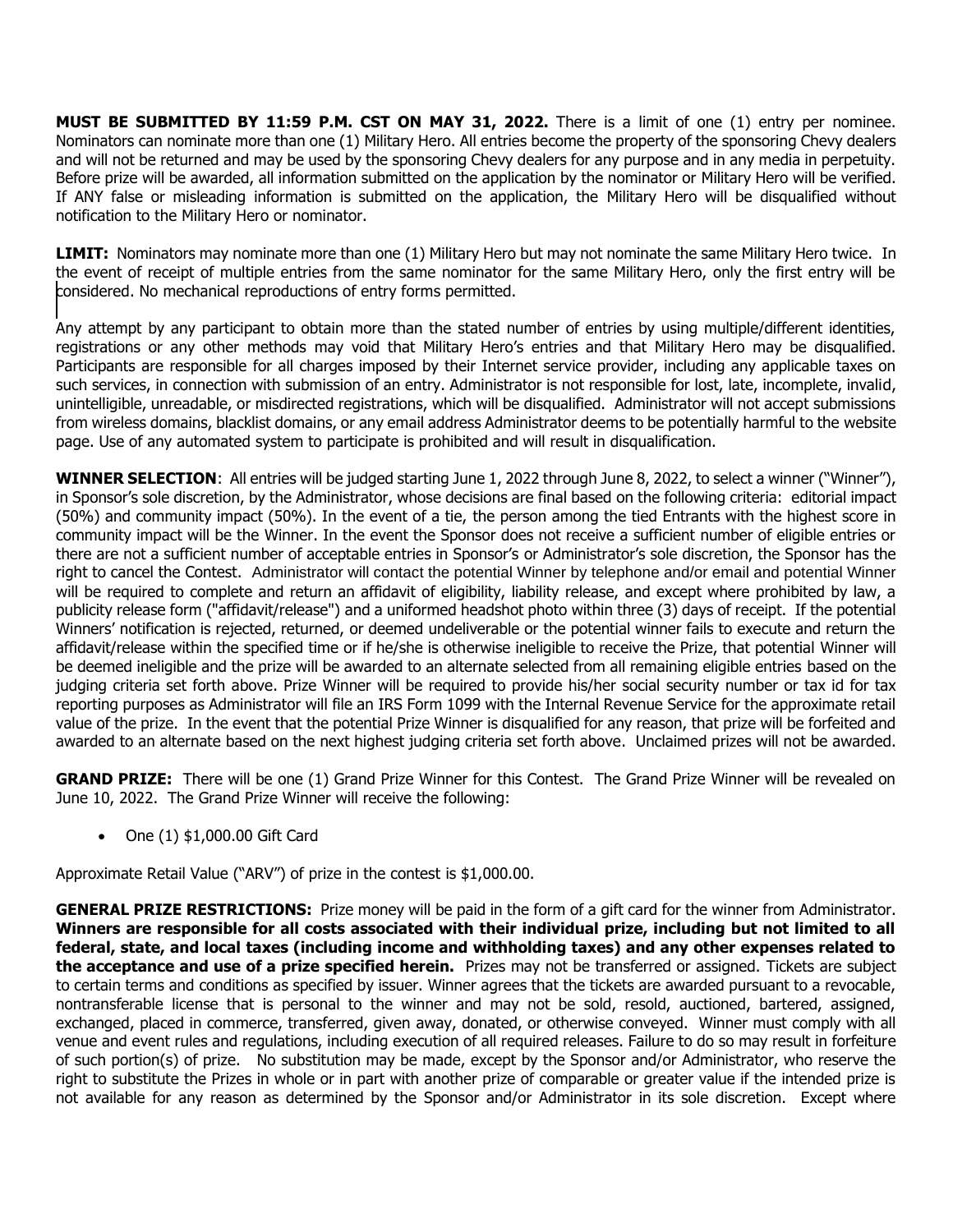**MUST BE SUBMITTED BY 11:59 P.M. CST ON MAY 31, 2022.** There is a limit of one (1) entry per nominee. Nominators can nominate more than one (1) Military Hero. All entries become the property of the sponsoring Chevy dealers and will not be returned and may be used by the sponsoring Chevy dealers for any purpose and in any media in perpetuity. Before prize will be awarded, all information submitted on the application by the nominator or Military Hero will be verified. If ANY false or misleading information is submitted on the application, the Military Hero will be disqualified without notification to the Military Hero or nominator.

**LIMIT:** Nominators may nominate more than one (1) Military Hero but may not nominate the same Military Hero twice. In the event of receipt of multiple entries from the same nominator for the same Military Hero, only the first entry will be considered. No mechanical reproductions of entry forms permitted.

Any attempt by any participant to obtain more than the stated number of entries by using multiple/different identities, registrations or any other methods may void that Military Hero's entries and that Military Hero may be disqualified. Participants are responsible for all charges imposed by their Internet service provider, including any applicable taxes on such services, in connection with submission of an entry. Administrator is not responsible for lost, late, incomplete, invalid, unintelligible, unreadable, or misdirected registrations, which will be disqualified. Administrator will not accept submissions from wireless domains, blacklist domains, or any email address Administrator deems to be potentially harmful to the website page. Use of any automated system to participate is prohibited and will result in disqualification.

**WINNER SELECTION**: All entries will be judged starting June 1, 2022 through June 8, 2022, to select a winner ("Winner"), in Sponsor's sole discretion, by the Administrator, whose decisions are final based on the following criteria: editorial impact (50%) and community impact (50%). In the event of a tie, the person among the tied Entrants with the highest score in community impact will be the Winner. In the event the Sponsor does not receive a sufficient number of eligible entries or there are not a sufficient number of acceptable entries in Sponsor's or Administrator's sole discretion, the Sponsor has the right to cancel the Contest. Administrator will contact the potential Winner by telephone and/or email and potential Winner will be required to complete and return an affidavit of eligibility, liability release, and except where prohibited by law, a publicity release form ("affidavit/release") and a uniformed headshot photo within three (3) days of receipt. If the potential Winners' notification is rejected, returned, or deemed undeliverable or the potential winner fails to execute and return the affidavit/release within the specified time or if he/she is otherwise ineligible to receive the Prize, that potential Winner will be deemed ineligible and the prize will be awarded to an alternate selected from all remaining eligible entries based on the judging criteria set forth above. Prize Winner will be required to provide his/her social security number or tax id for tax reporting purposes as Administrator will file an IRS Form 1099 with the Internal Revenue Service for the approximate retail value of the prize. In the event that the potential Prize Winner is disqualified for any reason, that prize will be forfeited and awarded to an alternate based on the next highest judging criteria set forth above. Unclaimed prizes will not be awarded.

**GRAND PRIZE:** There will be one (1) Grand Prize Winner for this Contest. The Grand Prize Winner will be revealed on June 10, 2022. The Grand Prize Winner will receive the following:

- One (1) $1,000.00 Gift Card

Approximate Retail Value ("ARV") of prize in the contest is $1,000.00.

**GENERAL PRIZE RESTRICTIONS:** Prize money will be paid in the form of a gift card for the winner from Administrator. **Winners are responsible for all costs associated with their individual prize, including but not limited to all federal, state, and local taxes (including income and withholding taxes) and any other expenses related to the acceptance and use of a prize specified herein.** Prizes may not be transferred or assigned. Tickets are subject to certain terms and conditions as specified by issuer. Winner agrees that the tickets are awarded pursuant to a revocable, nontransferable license that is personal to the winner and may not be sold, resold, auctioned, bartered, assigned, exchanged, placed in commerce, transferred, given away, donated, or otherwise conveyed. Winner must comply with all venue and event rules and regulations, including execution of all required releases. Failure to do so may result in forfeiture of such portion(s) of prize. No substitution may be made, except by the Sponsor and/or Administrator, who reserve the right to substitute the Prizes in whole or in part with another prize of comparable or greater value if the intended prize is not available for any reason as determined by the Sponsor and/or Administrator in its sole discretion. Except where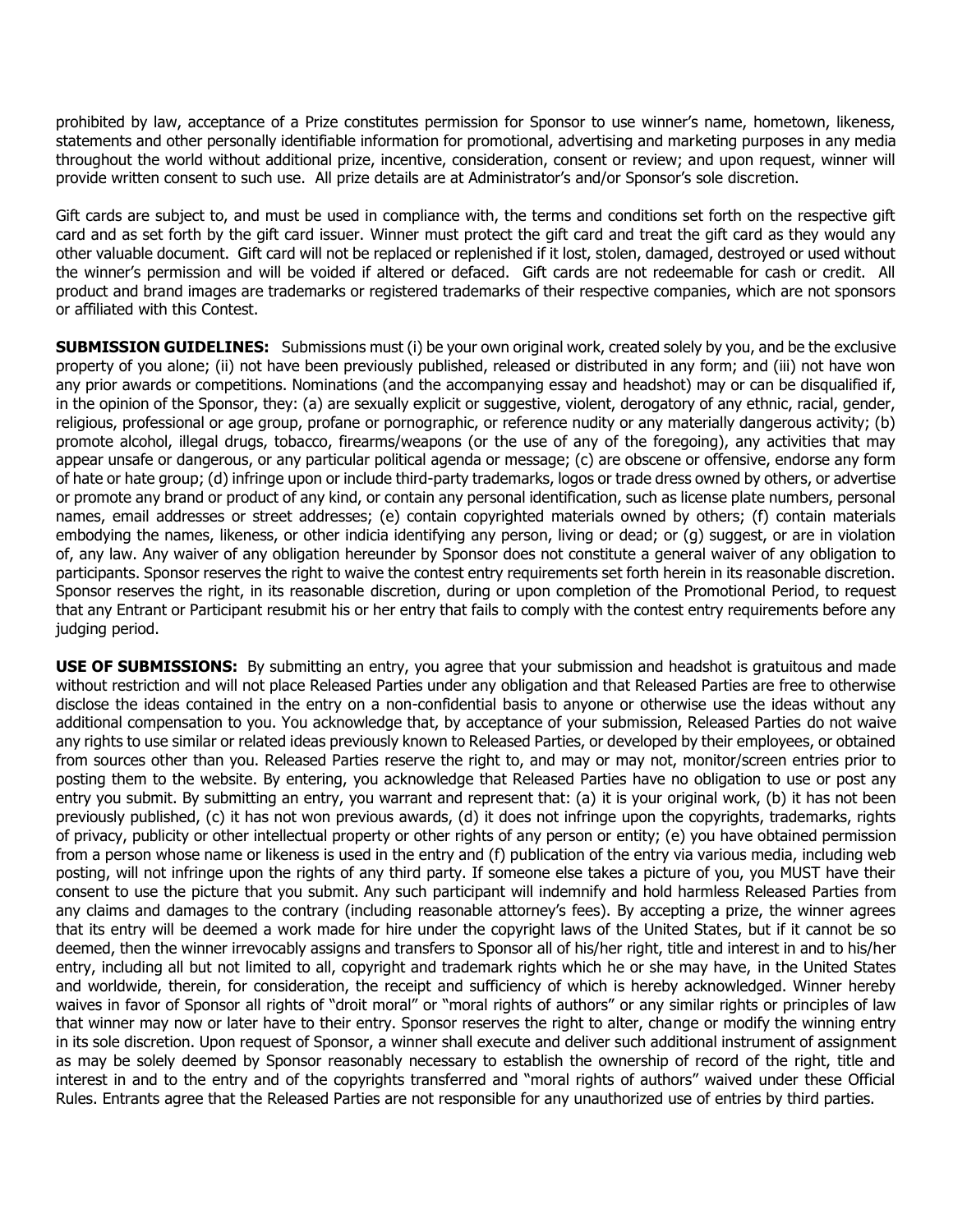prohibited by law, acceptance of a Prize constitutes permission for Sponsor to use winner's name, hometown, likeness, statements and other personally identifiable information for promotional, advertising and marketing purposes in any media throughout the world without additional prize, incentive, consideration, consent or review; and upon request, winner will provide written consent to such use. All prize details are at Administrator's and/or Sponsor's sole discretion.

Gift cards are subject to, and must be used in compliance with, the terms and conditions set forth on the respective gift card and as set forth by the gift card issuer. Winner must protect the gift card and treat the gift card as they would any other valuable document. Gift card will not be replaced or replenished if it lost, stolen, damaged, destroyed or used without the winner's permission and will be voided if altered or defaced. Gift cards are not redeemable for cash or credit. All product and brand images are trademarks or registered trademarks of their respective companies, which are not sponsors or affiliated with this Contest.

**SUBMISSION GUIDELINES:** Submissions must (i) be your own original work, created solely by you, and be the exclusive property of you alone; (ii) not have been previously published, released or distributed in any form; and (iii) not have won any prior awards or competitions. Nominations (and the accompanying essay and headshot) may or can be disqualified if, in the opinion of the Sponsor, they: (a) are sexually explicit or suggestive, violent, derogatory of any ethnic, racial, gender, religious, professional or age group, profane or pornographic, or reference nudity or any materially dangerous activity; (b) promote alcohol, illegal drugs, tobacco, firearms/weapons (or the use of any of the foregoing), any activities that may appear unsafe or dangerous, or any particular political agenda or message; (c) are obscene or offensive, endorse any form of hate or hate group; (d) infringe upon or include third-party trademarks, logos or trade dress owned by others, or advertise or promote any brand or product of any kind, or contain any personal identification, such as license plate numbers, personal names, email addresses or street addresses; (e) contain copyrighted materials owned by others; (f) contain materials embodying the names, likeness, or other indicia identifying any person, living or dead; or (g) suggest, or are in violation of, any law. Any waiver of any obligation hereunder by Sponsor does not constitute a general waiver of any obligation to participants. Sponsor reserves the right to waive the contest entry requirements set forth herein in its reasonable discretion. Sponsor reserves the right, in its reasonable discretion, during or upon completion of the Promotional Period, to request that any Entrant or Participant resubmit his or her entry that fails to comply with the contest entry requirements before any judging period.

**USE OF SUBMISSIONS:** By submitting an entry, you agree that your submission and headshot is gratuitous and made without restriction and will not place Released Parties under any obligation and that Released Parties are free to otherwise disclose the ideas contained in the entry on a non-confidential basis to anyone or otherwise use the ideas without any additional compensation to you. You acknowledge that, by acceptance of your submission, Released Parties do not waive any rights to use similar or related ideas previously known to Released Parties, or developed by their employees, or obtained from sources other than you. Released Parties reserve the right to, and may or may not, monitor/screen entries prior to posting them to the website. By entering, you acknowledge that Released Parties have no obligation to use or post any entry you submit. By submitting an entry, you warrant and represent that: (a) it is your original work, (b) it has not been previously published, (c) it has not won previous awards, (d) it does not infringe upon the copyrights, trademarks, rights of privacy, publicity or other intellectual property or other rights of any person or entity; (e) you have obtained permission from a person whose name or likeness is used in the entry and (f) publication of the entry via various media, including web posting, will not infringe upon the rights of any third party. If someone else takes a picture of you, you MUST have their consent to use the picture that you submit. Any such participant will indemnify and hold harmless Released Parties from any claims and damages to the contrary (including reasonable attorney's fees). By accepting a prize, the winner agrees that its entry will be deemed a work made for hire under the copyright laws of the United States, but if it cannot be so deemed, then the winner irrevocably assigns and transfers to Sponsor all of his/her right, title and interest in and to his/her entry, including all but not limited to all, copyright and trademark rights which he or she may have, in the United States and worldwide, therein, for consideration, the receipt and sufficiency of which is hereby acknowledged. Winner hereby waives in favor of Sponsor all rights of "droit moral" or "moral rights of authors" or any similar rights or principles of law that winner may now or later have to their entry. Sponsor reserves the right to alter, change or modify the winning entry in its sole discretion. Upon request of Sponsor, a winner shall execute and deliver such additional instrument of assignment as may be solely deemed by Sponsor reasonably necessary to establish the ownership of record of the right, title and interest in and to the entry and of the copyrights transferred and "moral rights of authors" waived under these Official Rules. Entrants agree that the Released Parties are not responsible for any unauthorized use of entries by third parties.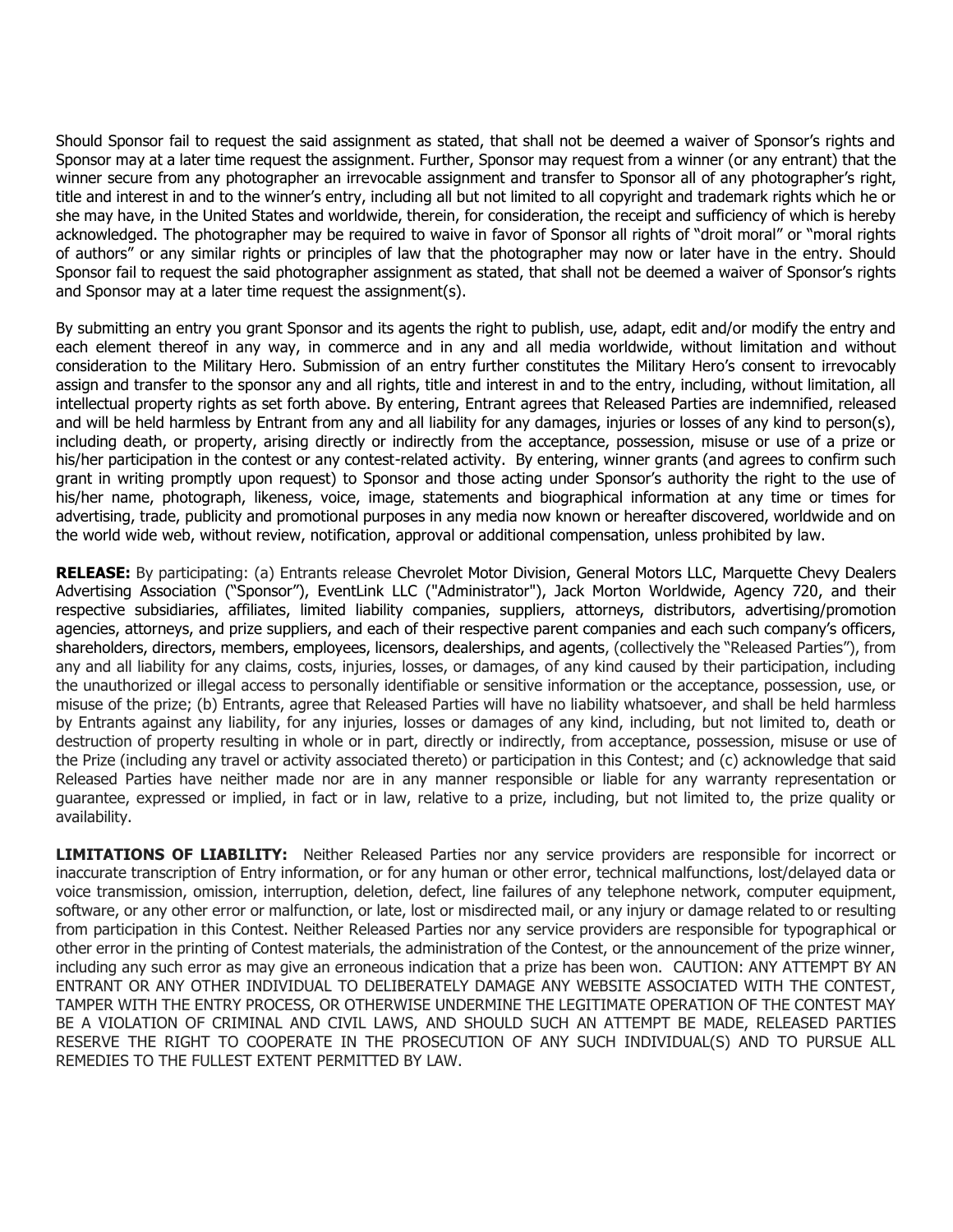Should Sponsor fail to request the said assignment as stated, that shall not be deemed a waiver of Sponsor's rights and Sponsor may at a later time request the assignment. Further, Sponsor may request from a winner (or any entrant) that the winner secure from any photographer an irrevocable assignment and transfer to Sponsor all of any photographer's right, title and interest in and to the winner's entry, including all but not limited to all copyright and trademark rights which he or she may have, in the United States and worldwide, therein, for consideration, the receipt and sufficiency of which is hereby acknowledged. The photographer may be required to waive in favor of Sponsor all rights of "droit moral" or "moral rights of authors" or any similar rights or principles of law that the photographer may now or later have in the entry. Should Sponsor fail to request the said photographer assignment as stated, that shall not be deemed a waiver of Sponsor's rights and Sponsor may at a later time request the assignment(s).

By submitting an entry you grant Sponsor and its agents the right to publish, use, adapt, edit and/or modify the entry and each element thereof in any way, in commerce and in any and all media worldwide, without limitation and without consideration to the Military Hero. Submission of an entry further constitutes the Military Hero's consent to irrevocably assign and transfer to the sponsor any and all rights, title and interest in and to the entry, including, without limitation, all intellectual property rights as set forth above. By entering, Entrant agrees that Released Parties are indemnified, released and will be held harmless by Entrant from any and all liability for any damages, injuries or losses of any kind to person(s), including death, or property, arising directly or indirectly from the acceptance, possession, misuse or use of a prize or his/her participation in the contest or any contest-related activity. By entering, winner grants (and agrees to confirm such grant in writing promptly upon request) to Sponsor and those acting under Sponsor's authority the right to the use of his/her name, photograph, likeness, voice, image, statements and biographical information at any time or times for advertising, trade, publicity and promotional purposes in any media now known or hereafter discovered, worldwide and on the world wide web, without review, notification, approval or additional compensation, unless prohibited by law.

**RELEASE:** By participating: (a) Entrants release Chevrolet Motor Division, General Motors LLC, Marquette Chevy Dealers Advertising Association ("Sponsor"), EventLink LLC ("Administrator"), Jack Morton Worldwide, Agency 720, and their respective subsidiaries, affiliates, limited liability companies, suppliers, attorneys, distributors, advertising/promotion agencies, attorneys, and prize suppliers, and each of their respective parent companies and each such company's officers, shareholders, directors, members, employees, licensors, dealerships, and agents, (collectively the "Released Parties"), from any and all liability for any claims, costs, injuries, losses, or damages, of any kind caused by their participation, including the unauthorized or illegal access to personally identifiable or sensitive information or the acceptance, possession, use, or misuse of the prize; (b) Entrants, agree that Released Parties will have no liability whatsoever, and shall be held harmless by Entrants against any liability, for any injuries, losses or damages of any kind, including, but not limited to, death or destruction of property resulting in whole or in part, directly or indirectly, from acceptance, possession, misuse or use of the Prize (including any travel or activity associated thereto) or participation in this Contest; and (c) acknowledge that said Released Parties have neither made nor are in any manner responsible or liable for any warranty representation or guarantee, expressed or implied, in fact or in law, relative to a prize, including, but not limited to, the prize quality or availability.

**LIMITATIONS OF LIABILITY:** Neither Released Parties nor any service providers are responsible for incorrect or inaccurate transcription of Entry information, or for any human or other error, technical malfunctions, lost/delayed data or voice transmission, omission, interruption, deletion, defect, line failures of any telephone network, computer equipment, software, or any other error or malfunction, or late, lost or misdirected mail, or any injury or damage related to or resulting from participation in this Contest. Neither Released Parties nor any service providers are responsible for typographical or other error in the printing of Contest materials, the administration of the Contest, or the announcement of the prize winner, including any such error as may give an erroneous indication that a prize has been won. CAUTION: ANY ATTEMPT BY AN ENTRANT OR ANY OTHER INDIVIDUAL TO DELIBERATELY DAMAGE ANY WEBSITE ASSOCIATED WITH THE CONTEST, TAMPER WITH THE ENTRY PROCESS, OR OTHERWISE UNDERMINE THE LEGITIMATE OPERATION OF THE CONTEST MAY BE A VIOLATION OF CRIMINAL AND CIVIL LAWS, AND SHOULD SUCH AN ATTEMPT BE MADE, RELEASED PARTIES RESERVE THE RIGHT TO COOPERATE IN THE PROSECUTION OF ANY SUCH INDIVIDUAL(S) AND TO PURSUE ALL REMEDIES TO THE FULLEST EXTENT PERMITTED BY LAW.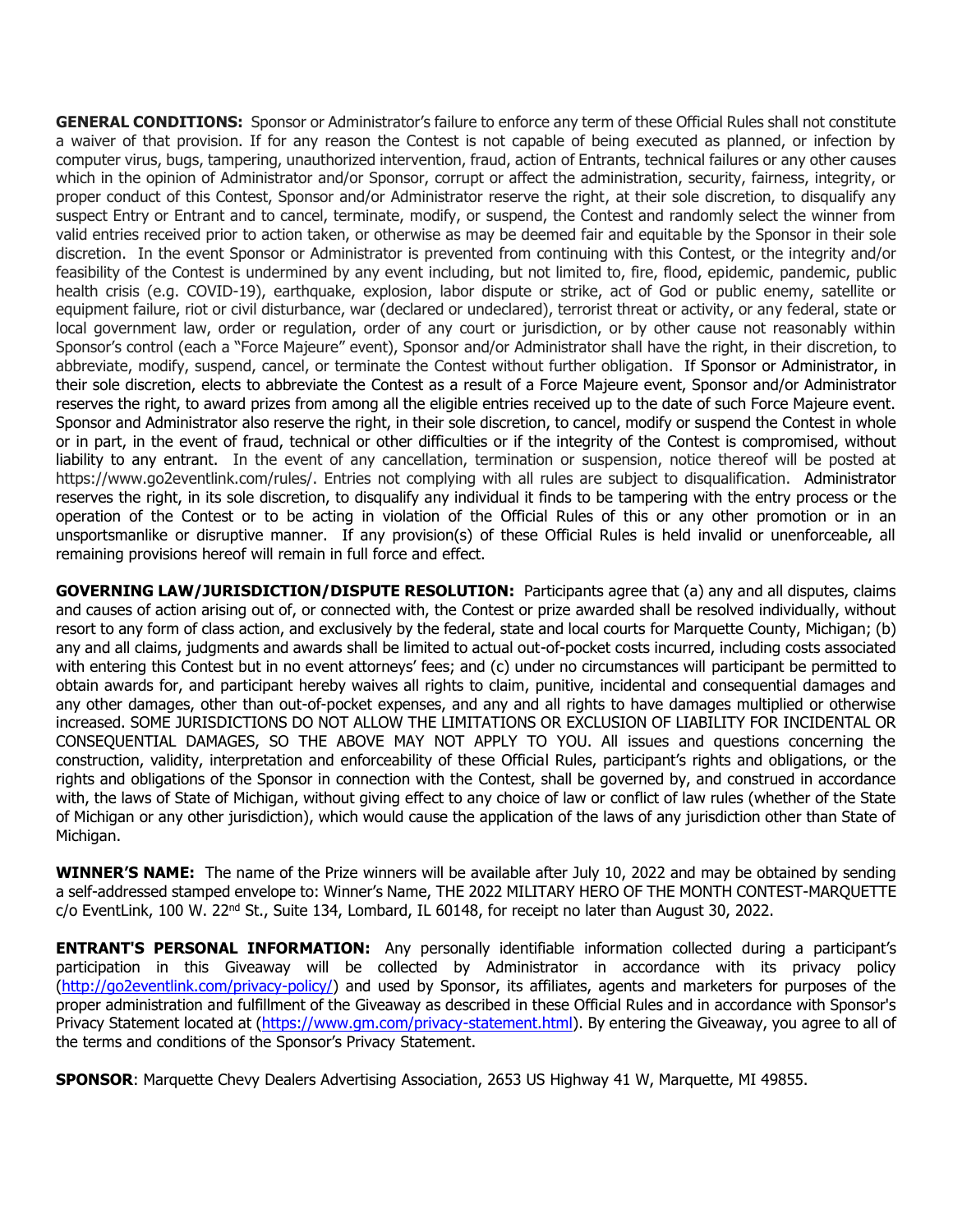**GENERAL CONDITIONS:** Sponsor or Administrator's failure to enforce any term of these Official Rules shall not constitute a waiver of that provision. If for any reason the Contest is not capable of being executed as planned, or infection by computer virus, bugs, tampering, unauthorized intervention, fraud, action of Entrants, technical failures or any other causes which in the opinion of Administrator and/or Sponsor, corrupt or affect the administration, security, fairness, integrity, or proper conduct of this Contest, Sponsor and/or Administrator reserve the right, at their sole discretion, to disqualify any suspect Entry or Entrant and to cancel, terminate, modify, or suspend, the Contest and randomly select the winner from valid entries received prior to action taken, or otherwise as may be deemed fair and equitable by the Sponsor in their sole discretion. In the event Sponsor or Administrator is prevented from continuing with this Contest, or the integrity and/or feasibility of the Contest is undermined by any event including, but not limited to, fire, flood, epidemic, pandemic, public health crisis (e.g. COVID-19), earthquake, explosion, labor dispute or strike, act of God or public enemy, satellite or equipment failure, riot or civil disturbance, war (declared or undeclared), terrorist threat or activity, or any federal, state or local government law, order or regulation, order of any court or jurisdiction, or by other cause not reasonably within Sponsor's control (each a "Force Majeure" event), Sponsor and/or Administrator shall have the right, in their discretion, to abbreviate, modify, suspend, cancel, or terminate the Contest without further obligation. If Sponsor or Administrator, in their sole discretion, elects to abbreviate the Contest as a result of a Force Majeure event, Sponsor and/or Administrator reserves the right, to award prizes from among all the eligible entries received up to the date of such Force Majeure event. Sponsor and Administrator also reserve the right, in their sole discretion, to cancel, modify or suspend the Contest in whole or in part, in the event of fraud, technical or other difficulties or if the integrity of the Contest is compromised, without liability to any entrant. In the event of any cancellation, termination or suspension, notice thereof will be posted at https://www.go2eventlink.com/rules/. Entries not complying with all rules are subject to disqualification. Administrator reserves the right, in its sole discretion, to disqualify any individual it finds to be tampering with the entry process or the operation of the Contest or to be acting in violation of the Official Rules of this or any other promotion or in an unsportsmanlike or disruptive manner. If any provision(s) of these Official Rules is held invalid or unenforceable, all remaining provisions hereof will remain in full force and effect.

**GOVERNING LAW/JURISDICTION/DISPUTE RESOLUTION:** Participants agree that (a) any and all disputes, claims and causes of action arising out of, or connected with, the Contest or prize awarded shall be resolved individually, without resort to any form of class action, and exclusively by the federal, state and local courts for Marquette County, Michigan; (b) any and all claims, judgments and awards shall be limited to actual out-of-pocket costs incurred, including costs associated with entering this Contest but in no event attorneys' fees; and (c) under no circumstances will participant be permitted to obtain awards for, and participant hereby waives all rights to claim, punitive, incidental and consequential damages and any other damages, other than out-of-pocket expenses, and any and all rights to have damages multiplied or otherwise increased. SOME JURISDICTIONS DO NOT ALLOW THE LIMITATIONS OR EXCLUSION OF LIABILITY FOR INCIDENTAL OR CONSEQUENTIAL DAMAGES, SO THE ABOVE MAY NOT APPLY TO YOU. All issues and questions concerning the construction, validity, interpretation and enforceability of these Official Rules, participant's rights and obligations, or the rights and obligations of the Sponsor in connection with the Contest, shall be governed by, and construed in accordance with, the laws of State of Michigan, without giving effect to any choice of law or conflict of law rules (whether of the State of Michigan or any other jurisdiction), which would cause the application of the laws of any jurisdiction other than State of Michigan.

**WINNER'S NAME:** The name of the Prize winners will be available after July 10, 2022 and may be obtained by sending a self-addressed stamped envelope to: Winner's Name, THE 2022 MILITARY HERO OF THE MONTH CONTEST-MARQUETTE c/o EventLink, 100 W. 22nd St., Suite 134, Lombard, IL 60148, for receipt no later than August 30, 2022.

**ENTRANT'S PERSONAL INFORMATION:** Any personally identifiable information collected during a participant's participation in this Giveaway will be collected by Administrator in accordance with its privacy policy (http://go2eventlink.com/privacy-policy/) and used by Sponsor, its affiliates, agents and marketers for purposes of the proper administration and fulfillment of the Giveaway as described in these Official Rules and in accordance with Sponsor's Privacy Statement located at (https://www.gm.com/privacy-statement.html). By entering the Giveaway, you agree to all of the terms and conditions of the Sponsor's Privacy Statement.

**SPONSOR**: Marquette Chevy Dealers Advertising Association, 2653 US Highway 41 W, Marquette, MI 49855.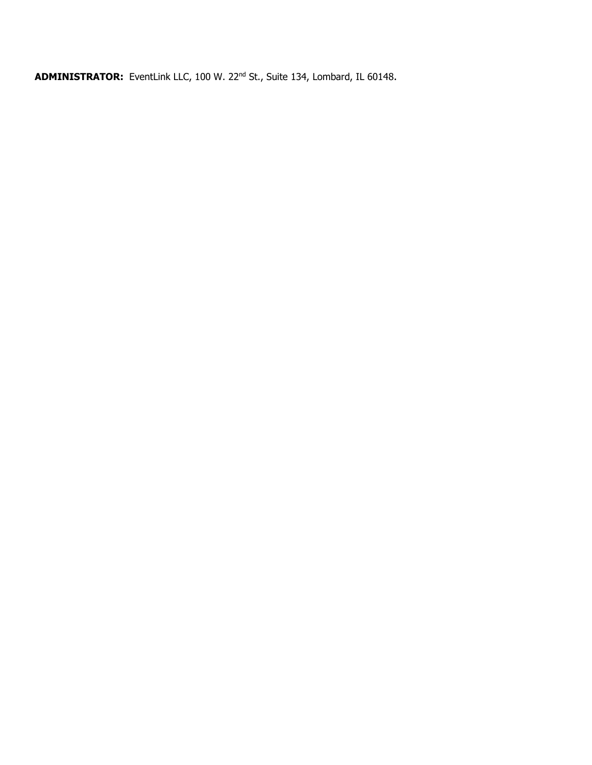**ADMINISTRATOR:** EventLink LLC, 100 W. 22nd St., Suite 134, Lombard, IL 60148.